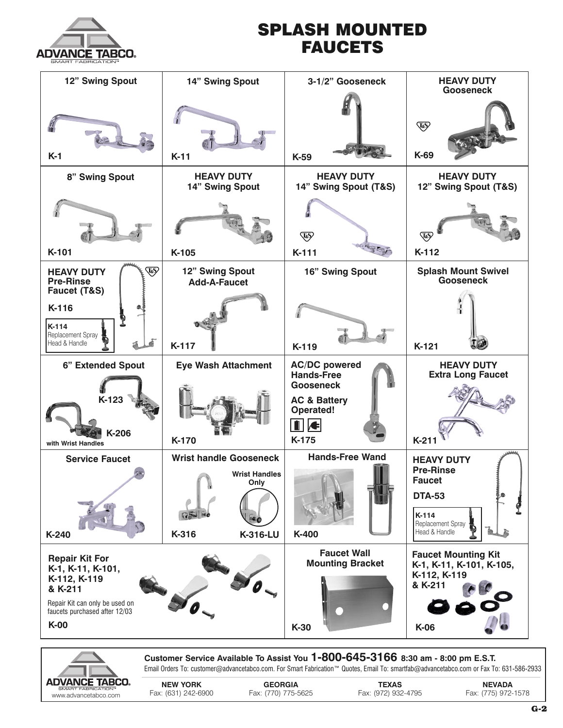# SPLASH MOUNTED FAUCETS

| | | | |
|---|---|---|---|
| **12" Swing Spout** K-1 | **14" Swing Spout** K-11 | **3-1/2" Gooseneck** K-59 | **HEAVY DUTY Gooseneck** K-69 |
| **8" Swing Spout** K-101 | **HEAVY DUTY 14" Swing Spout** K-105 | **HEAVY DUTY 14" Swing Spout (T&S)** K-111 | **HEAVY DUTY 12" Swing Spout (T&S)** K-112 |
| **HEAVY DUTY Pre-Rinse Faucet (T&S)** K-116; K-114 Replacement Spray Head & Handle | **12" Swing Spout Add-A-Faucet** K-117 | **16" Swing Spout** K-119 | **Splash Mount Swivel Gooseneck** K-121 |
| **6" Extended Spout** K-123; K-206 with Wrist Handles | **Eye Wash Attachment** K-170 | **AC/DC powered Hands-Free Gooseneck** **AC & Battery Operated!** K-175 | **HEAVY DUTY Extra Long Faucet** K-211 |
| **Service Faucet** K-240 | **Wrist handle Gooseneck** K-316; **Wrist Handles Only** K-316-LU | **Hands-Free Wand** K-400 | **HEAVY DUTY Pre-Rinse Faucet** DTA-53; K-114 Replacement Spray Head & Handle |
| **Repair Kit For K-1, K-11, K-101, K-112, K-119 & K-211** Repair Kit can only be used on faucets purchased after 12/03 K-00 | | **Faucet Wall Mounting Bracket** K-30 | **Faucet Mounting Kit K-1, K-11, K-101, K-105, K-112, K-119 & K-211** K-06 |

**Customer Service Available To Assist You 1-800-645-3166 8:30 am - 8:00 pm E.S.T.**

Email Orders To: customer@advancetabco.com. For Smart Fabrication™ Quotes, Email To: smartfab@advancetabco.com or Fax To: 631-586-2933

| **NEW YORK** | **GEORGIA** | **TEXAS** | **NEVADA** |
|---|---|---|---|
| Fax: (631) 242-6900 | Fax: (770) 775-5625 | Fax: (972) 932-4795 | Fax: (775) 972-1578 |

www.advancetabco.com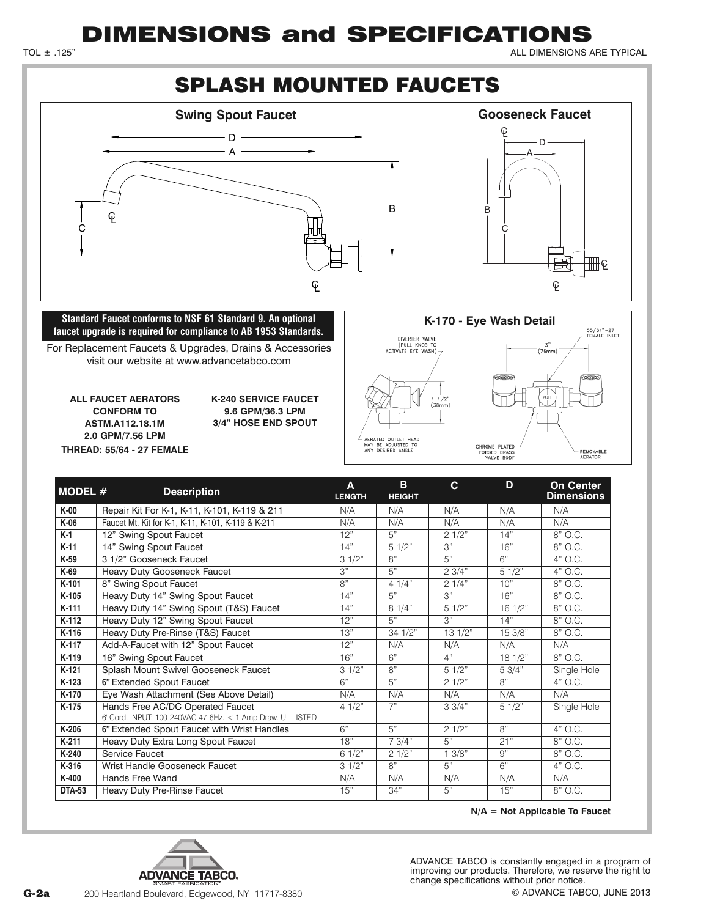# DIMENSIONS and SPECIFICATIONS

TOL ± .125"

ALL DIMENSIONS ARE TYPICAL

## SPLASH MOUNTED FAUCETS

### Swing Spout Faucet

D
A
B
C
℄
℄

### Gooseneck Faucet

℄
D
A
B
C
℄
℄

**Standard Faucet conforms to NSF 61 Standard 9. An optional faucet upgrade is required for compliance to AB 1953 Standards.**

For Replacement Faucets & Upgrades, Drains & Accessories visit our website at www.advancetabco.com

**ALL FAUCET AERATORS CONFORM TO ASTM.A112.18.1M 2.0 GPM/7.56 LPM**

**THREAD: 55/64 - 27 FEMALE**

**K-240 SERVICE FAUCET 9.6 GPM/36.3 LPM 3/4" HOSE END SPOUT**

### K-170 - Eye Wash Detail

DIVERTER VALVE (PULL KNOB TO ACTIVATE EYE WASH)

1 1/2" (38mm)

AERATED OUTLET HEAD MAY BE ADJUSTED TO ANY DESIRED ANGLE

55/64"-27 FEMALE INLET

3" (75mm)

PULL

CHROME PLATED FORGED BRASS VALVE BODY

REMOVABLE AERATOR

| MODEL # | Description | A LENGTH | B HEIGHT | C | D | On Center Dimensions |
|---|---|---|---|---|---|---|
| K-00 | Repair Kit For K-1, K-11, K-101, K-119 & 211 | N/A | N/A | N/A | N/A | N/A |
| K-06 | Faucet Mt. Kit for K-1, K-11, K-101, K-119 & K-211 | N/A | N/A | N/A | N/A | N/A |
| K-1 | 12" Swing Spout Faucet | 12" | 5" | 2 1/2" | 14" | 8" O.C. |
| K-11 | 14" Swing Spout Faucet | 14" | 5 1/2" | 3" | 16" | 8" O.C. |
| K-59 | 3 1/2" Gooseneck Faucet | 3 1/2" | 8" | 5" | 6" | 4" O.C. |
| K-69 | Heavy Duty Gooseneck Faucet | 3" | 5" | 2 3/4" | 5 1/2" | 4" O.C. |
| K-101 | 8" Swing Spout Faucet | 8" | 4 1/4" | 2 1/4" | 10" | 8" O.C. |
| K-105 | Heavy Duty 14" Swing Spout Faucet | 14" | 5" | 3" | 16" | 8" O.C. |
| K-111 | Heavy Duty 14" Swing Spout (T&S) Faucet | 14" | 8 1/4" | 5 1/2" | 16 1/2" | 8" O.C. |
| K-112 | Heavy Duty 12" Swing Spout Faucet | 12" | 5" | 3" | 14" | 8" O.C. |
| K-116 | Heavy Duty Pre-Rinse (T&S) Faucet | 13" | 34 1/2" | 13 1/2" | 15 3/8" | 8" O.C. |
| K-117 | Add-A-Faucet with 12" Spout Faucet | 12" | N/A | N/A | N/A | N/A |
| K-119 | 16" Swing Spout Faucet | 16" | 6" | 4" | 18 1/2" | 8" O.C. |
| K-121 | Splash Mount Swivel Gooseneck Faucet | 3 1/2" | 8" | 5 1/2" | 5 3/4" | Single Hole |
| K-123 | **6"** Extended Spout Faucet | 6" | 5" | 2 1/2" | 8" | 4" O.C. |
| K-170 | Eye Wash Attachment (See Above Detail) | N/A | N/A | N/A | N/A | N/A |
| K-175 | Hands Free AC/DC Operated Faucet 6' Cord. INPUT: 100-240VAC 47-6Hz. < 1 Amp Draw. UL LISTED | 4 1/2" | 7" | 3 3/4" | 5 1/2" | Single Hole |
| K-206 | **6"** Extended Spout Faucet with Wrist Handles | 6" | 5" | 2 1/2" | 8" | 4" O.C. |
| K-211 | Heavy Duty Extra Long Spout Faucet | 18" | 7 3/4" | 5" | 21" | 8" O.C. |
| K-240 | Service Faucet | 6 1/2" | 2 1/2" | 1 3/8" | 9" | 8" O.C. |
| K-316 | Wrist Handle Gooseneck Faucet | 3 1/2" | 8" | 5" | 6" | 4" O.C. |
| K-400 | Hands Free Wand | N/A | N/A | N/A | N/A | N/A |
| DTA-53 | Heavy Duty Pre-Rinse Faucet | 15" | 34" | 5" | 15" | 8" O.C. |

**N/A = Not Applicable To Faucet**

ADVANCE TABCO®

200 Heartland Boulevard, Edgewood, NY 11717-8380

ADVANCE TABCO is constantly engaged in a program of improving our products. Therefore, we reserve the right to change specifications without prior notice.

© ADVANCE TABCO, JUNE 2013